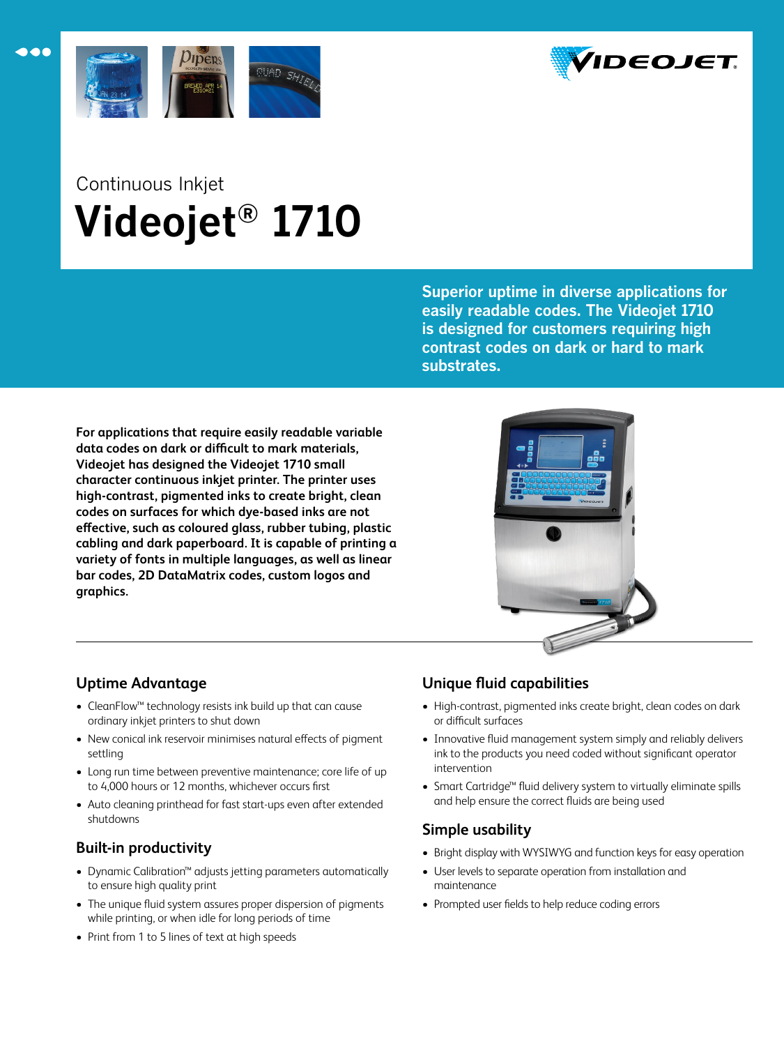Continuous Inkjet

# Videojet® 1710

**Superior uptime in diverse applications for easily readable codes. The Videojet 1710 is designed for customers requiring high contrast codes on dark or hard to mark substrates.**

**For applications that require easily readable variable data codes on dark or difficult to mark materials, Videojet has designed the Videojet 1710 small character continuous inkjet printer. The printer uses high-contrast, pigmented inks to create bright, clean codes on surfaces for which dye-based inks are not effective, such as coloured glass, rubber tubing, plastic cabling and dark paperboard. It is capable of printing a variety of fonts in multiple languages, as well as linear bar codes, 2D DataMatrix codes, custom logos and graphics.**

## Uptime Advantage

- CleanFlow™ technology resists ink build up that can cause ordinary inkjet printers to shut down
- New conical ink reservoir minimises natural effects of pigment settling
- Long run time between preventive maintenance; core life of up to 4,000 hours or 12 months, whichever occurs first
- Auto cleaning printhead for fast start-ups even after extended shutdowns

## Built-in productivity

- Dynamic Calibration™ adjusts jetting parameters automatically to ensure high quality print
- The unique fluid system assures proper dispersion of pigments while printing, or when idle for long periods of time
- Print from 1 to 5 lines of text at high speeds

## Unique fluid capabilities

- High-contrast, pigmented inks create bright, clean codes on dark or difficult surfaces
- Innovative fluid management system simply and reliably delivers ink to the products you need coded without significant operator intervention
- Smart Cartridge™ fluid delivery system to virtually eliminate spills and help ensure the correct fluids are being used

## Simple usability

- Bright display with WYSIWYG and function keys for easy operation
- User levels to separate operation from installation and maintenance
- Prompted user fields to help reduce coding errors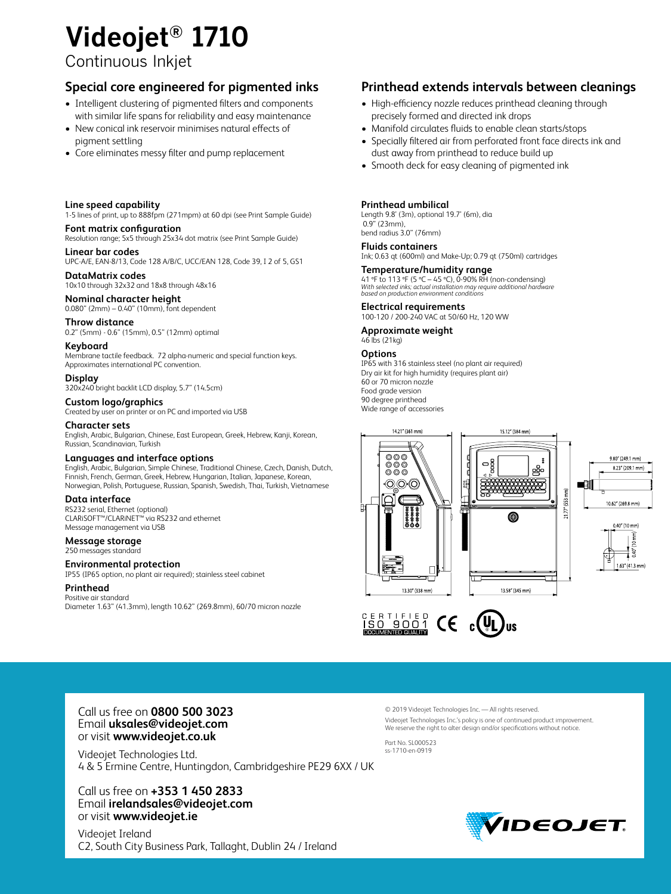# Videojet® 1710

Continuous Inkjet

## Special core engineered for pigmented inks

- Intelligent clustering of pigmented filters and components with similar life spans for reliability and easy maintenance
- New conical ink reservoir minimises natural effects of pigment settling
- Core eliminates messy filter and pump replacement

## Printhead extends intervals between cleanings

- High-efficiency nozzle reduces printhead cleaning through precisely formed and directed ink drops
- Manifold circulates fluids to enable clean starts/stops
- Specially filtered air from perforated front face directs ink and dust away from printhead to reduce build up
- Smooth deck for easy cleaning of pigmented ink

**Line speed capability**
1-5 lines of print, up to 888fpm (271mpm) at 60 dpi (see Print Sample Guide)

**Font matrix configuration**
Resolution range; 5x5 through 25x34 dot matrix (see Print Sample Guide)

**Linear bar codes**
UPC-A/E, EAN-8/13, Code 128 A/B/C, UCC/EAN 128, Code 39, I 2 of 5, GS1

**DataMatrix codes**
10x10 through 32x32 and 18x8 through 48x16

**Nominal character height**
0.080" (2mm) – 0.40" (10mm), font dependent

**Throw distance**
0.2" (5mm) - 0.6" (15mm), 0.5" (12mm) optimal

**Keyboard**
Membrane tactile feedback. 72 alpha-numeric and special function keys. Approximates international PC convention.

**Display**
320x240 bright backlit LCD display, 5.7" (14.5cm)

**Custom logo/graphics**
Created by user on printer or on PC and imported via USB

**Character sets**
English, Arabic, Bulgarian, Chinese, East European, Greek, Hebrew, Kanji, Korean, Russian, Scandinavian, Turkish

**Languages and interface options**
English, Arabic, Bulgarian, Simple Chinese, Traditional Chinese, Czech, Danish, Dutch, Finnish, French, German, Greek, Hebrew, Hungarian, Italian, Japanese, Korean, Norwegian, Polish, Portuguese, Russian, Spanish, Swedish, Thai, Turkish, Vietnamese

**Data interface**
RS232 serial, Ethernet (optional)
CLARiSOFT™/CLARiNET™ via RS232 and ethernet
Message management via USB

**Message storage**
250 messages standard

**Environmental protection**
IP55 (IP65 option, no plant air required); stainless steel cabinet

**Printhead**
Positive air standard
Diameter 1.63" (41.3mm), length 10.62" (269.8mm), 60/70 micron nozzle

**Printhead umbilical**
Length 9.8' (3m), optional 19.7' (6m), dia 0.9" (23mm),
bend radius 3.0" (76mm)

**Fluids containers**
Ink; 0.63 qt (600ml) and Make-Up; 0.79 qt (750ml) cartridges

**Temperature/humidity range**
41 ºF to 113 ºF (5 ºC – 45 ºC), 0-90% RH (non-condensing)
*With selected inks; actual installation may require additional hardware based on production environment conditions*

**Electrical requirements**
100-120 / 200-240 VAC at 50/60 Hz, 120 WW

**Approximate weight**
46 lbs (21kg)

**Options**
IP65 with 316 stainless steel (no plant air required)
Dry air kit for high humidity (requires plant air)
60 or 70 micron nozzle
Food grade version
90 degree printhead
Wide range of accessories

14.21" (361 mm)
15.12" (384 mm)
21.77" (553 mm)
13.30" (338 mm)
13.58" (345 mm)
9.80" (249.1 mm)
8.23" (209.1 mm)
10.62" (269.8 mm)
0.40" (10 mm)
0.40" (10 mm)
1.63" (41.3 mm)

CERTIFIED ISO 9001 DOCUMENTED QUALITY

Call us free on **0800 500 3023**
Email **uksales@videojet.com**
or visit **www.videojet.co.uk**

Videojet Technologies Ltd.
4 & 5 Ermine Centre, Huntingdon, Cambridgeshire PE29 6XX / UK

Call us free on **+353 1 450 2833**
Email **irelandsales@videojet.com**
or visit **www.videojet.ie**

Videojet Ireland
C2, South City Business Park, Tallaght, Dublin 24 / Ireland

© 2019 Videojet Technologies Inc. — All rights reserved.

Videojet Technologies Inc.'s policy is one of continued product improvement. We reserve the right to alter design and/or specifications without notice.

Part No. SL000523
ss-1710-en-0919